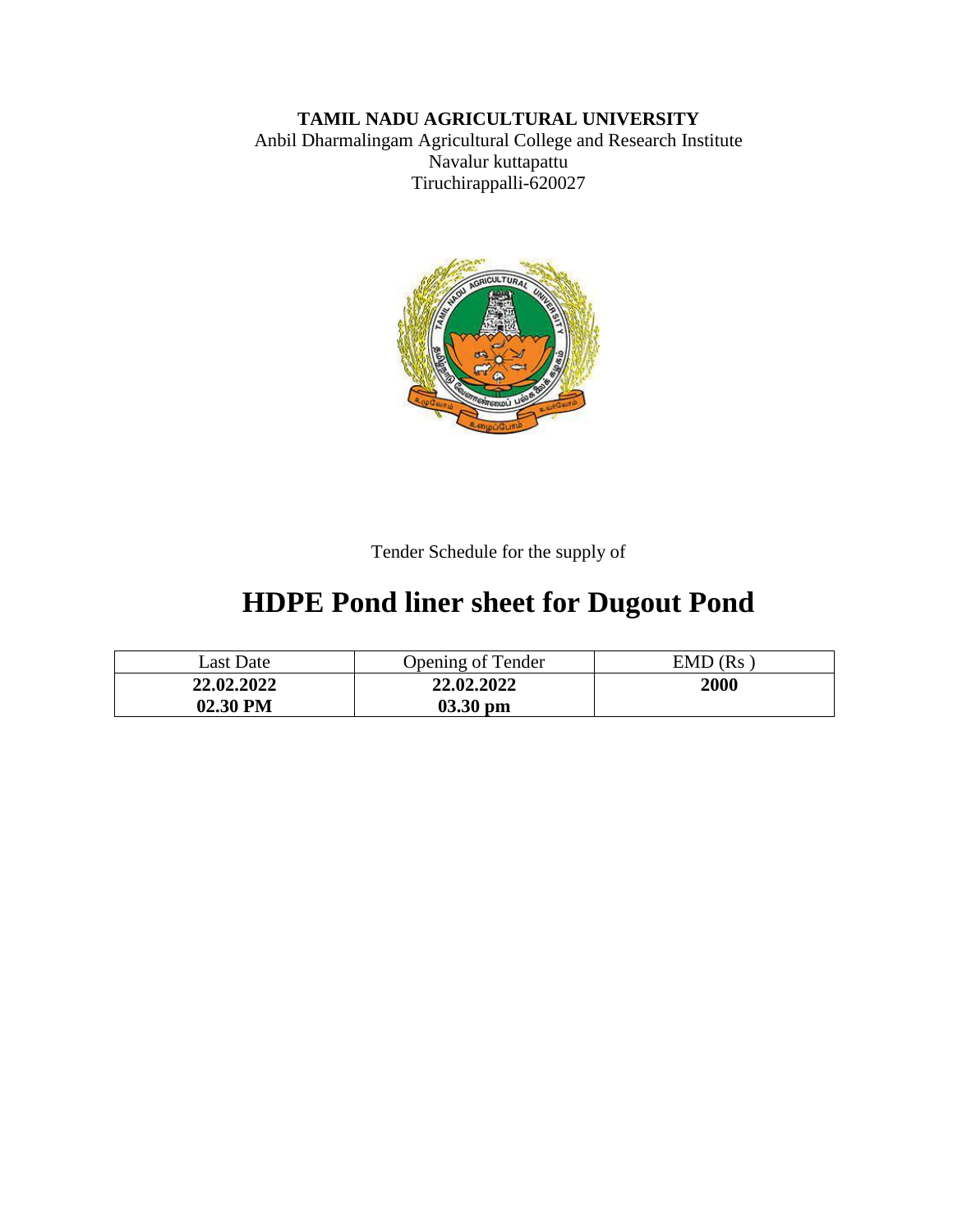**TAMIL NADU AGRICULTURAL UNIVERSITY**

Anbil Dharmalingam Agricultural College and Research Institute

Navalur kuttapattu

Tiruchirappalli-620027

Tender Schedule for the supply of

# HDPE Pond liner sheet for Dugout Pond

| Last Date | Opening of Tender | EMD (Rs ) |
|---|---|---|
| **22.02.2022 02.30 PM** | **22.02.2022 03.30 pm** | **2000** |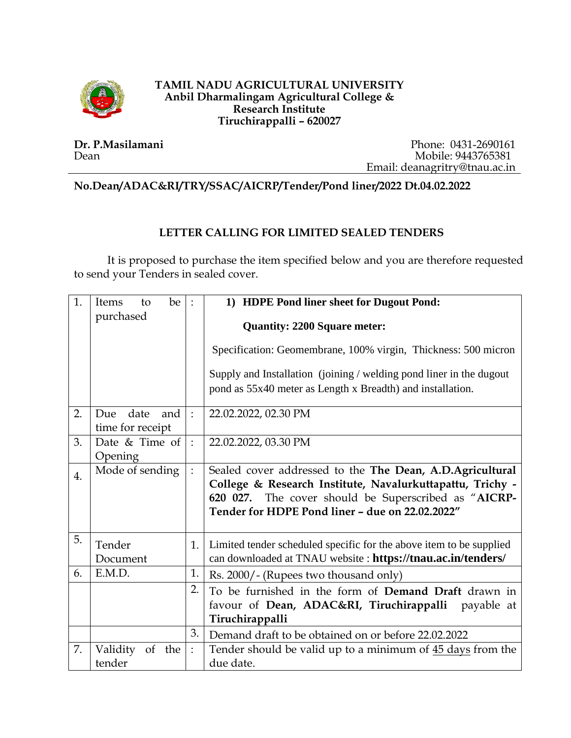**TAMIL NADU AGRICULTURAL UNIVERSITY**
**Anbil Dharmalingam Agricultural College & Research Institute**
**Tiruchirappalli – 620027**

**Dr. P.Masilamani**
Dean

Phone: 0431-2690161
Mobile: 9443765381
Email: deanagritry@tnau.ac.in

**No.Dean/ADAC&RI/TRY/SSAC/AICRP/Tender/Pond liner/2022 Dt.04.02.2022**

## LETTER CALLING FOR LIMITED SEALED TENDERS

It is proposed to purchase the item specified below and you are therefore requested to send your Tenders in sealed cover.

| | | | |
|---|---|---|---|
| 1. | Items to be purchased | : | **1) HDPE Pond liner sheet for Dugout Pond:**<br><br>**Quantity: 2200 Square meter:**<br><br>Specification: Geomembrane, 100% virgin, Thickness: 500 micron<br><br>Supply and Installation (joining / welding pond liner in the dugout pond as 55x40 meter as Length x Breadth) and installation. |
| 2. | Due date and time for receipt | : | 22.02.2022, 02.30 PM |
| 3. | Date & Time of Opening | : | 22.02.2022, 03.30 PM |
| 4. | Mode of sending | : | Sealed cover addressed to the **The Dean, A.D.Agricultural College & Research Institute, Navalurkuttapattu, Trichy - 620 027.** The cover should be Superscribed as "**AICRP-Tender for HDPE Pond liner – due on 22.02.2022"** |
| 5. | Tender Document | 1. | Limited tender scheduled specific for the above item to be supplied can downloaded at TNAU website : **https://tnau.ac.in/tenders/** |
| 6. | E.M.D. | 1. | Rs. 2000/- (Rupees two thousand only) |
| | | 2. | To be furnished in the form of **Demand Draft** drawn in favour of **Dean, ADAC&RI, Tiruchirappalli** payable at **Tiruchirappalli** |
| | | 3. | Demand draft to be obtained on or before 22.02.2022 |
| 7. | Validity of the tender | : | Tender should be valid up to a minimum of 45 days from the due date. |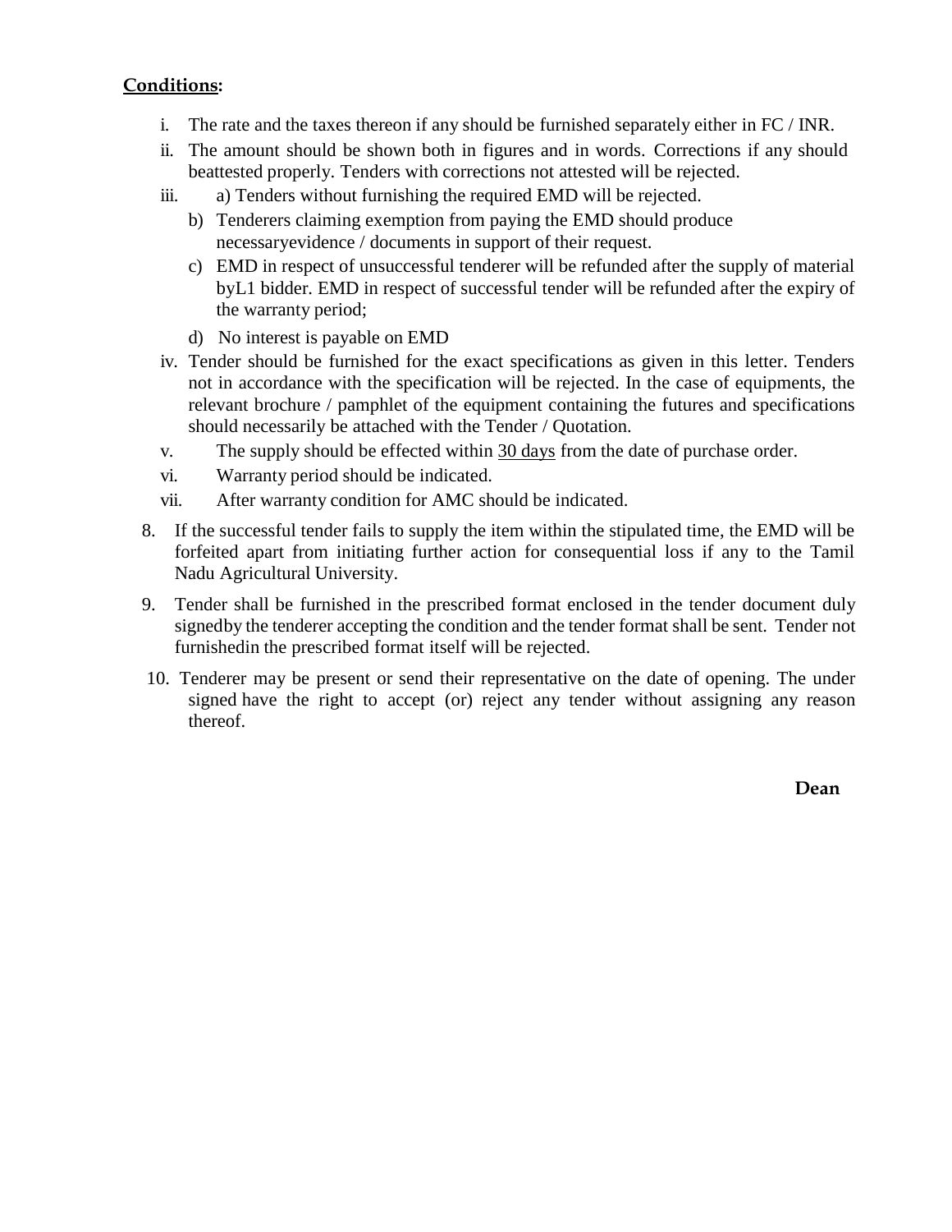**Conditions:**

i. The rate and the taxes thereon if any should be furnished separately either in FC / INR.

ii. The amount should be shown both in figures and in words. Corrections if any should beattested properly. Tenders with corrections not attested will be rejected.

iii. a) Tenders without furnishing the required EMD will be rejected.

   b) Tenderers claiming exemption from paying the EMD should produce necessaryevidence / documents in support of their request.

   c) EMD in respect of unsuccessful tenderer will be refunded after the supply of material byL1 bidder. EMD in respect of successful tender will be refunded after the expiry of the warranty period;

   d) No interest is payable on EMD

iv. Tender should be furnished for the exact specifications as given in this letter. Tenders not in accordance with the specification will be rejected. In the case of equipments, the relevant brochure / pamphlet of the equipment containing the futures and specifications should necessarily be attached with the Tender / Quotation.

v. The supply should be effected within 30 days from the date of purchase order.

vi. Warranty period should be indicated.

vii. After warranty condition for AMC should be indicated.

8. If the successful tender fails to supply the item within the stipulated time, the EMD will be forfeited apart from initiating further action for consequential loss if any to the Tamil Nadu Agricultural University.

9. Tender shall be furnished in the prescribed format enclosed in the tender document duly signedby the tenderer accepting the condition and the tender format shall be sent. Tender not furnishedin the prescribed format itself will be rejected.

10. Tenderer may be present or send their representative on the date of opening. The under signed have the right to accept (or) reject any tender without assigning any reason thereof.

**Dean**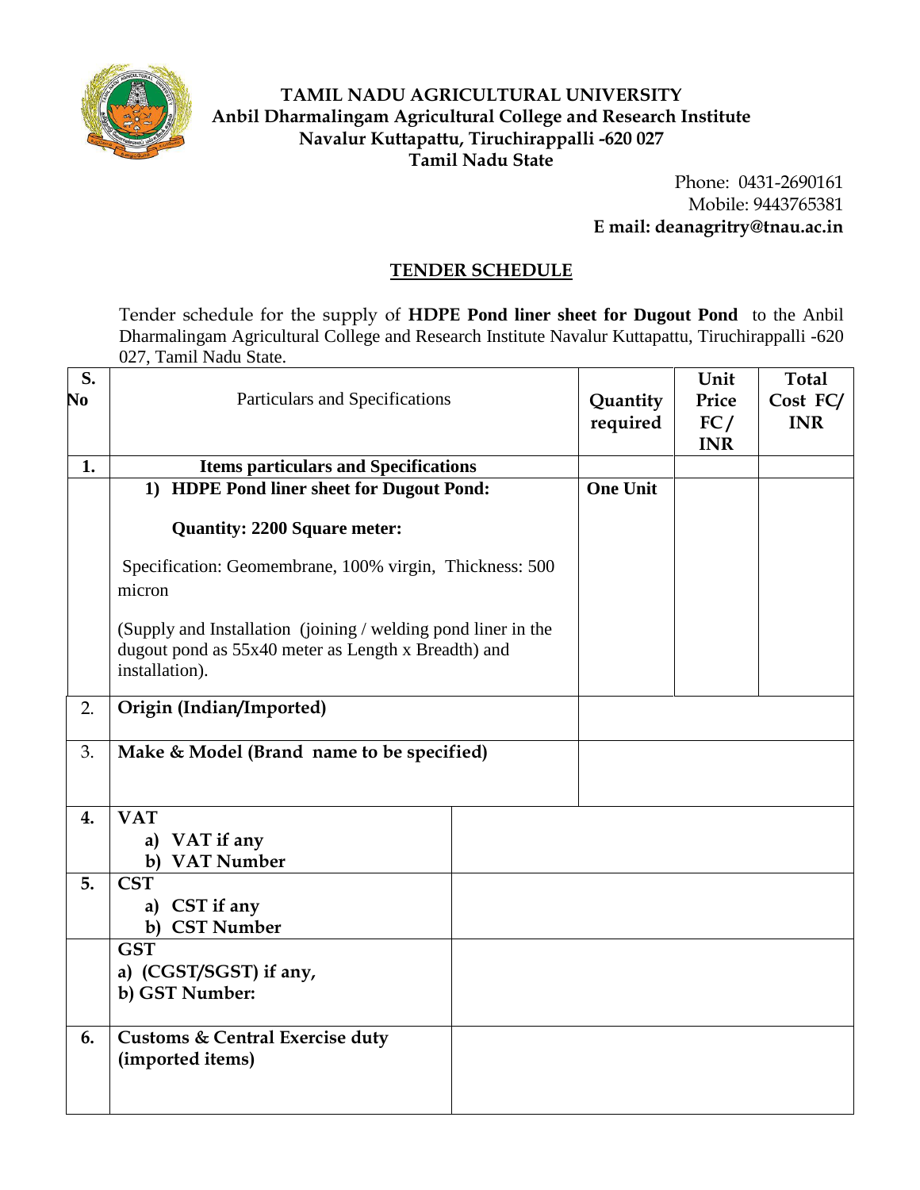**TAMIL NADU AGRICULTURAL UNIVERSITY**
**Anbil Dharmalingam Agricultural College and Research Institute**
**Navalur Kuttapattu, Tiruchirappalli -620 027**
**Tamil Nadu State**

Phone: 0431-2690161
Mobile: 9443765381
**E mail: deanagritry@tnau.ac.in**

## TENDER SCHEDULE

Tender schedule for the supply of **HDPE Pond liner sheet for Dugout Pond** to the Anbil Dharmalingam Agricultural College and Research Institute Navalur Kuttapattu, Tiruchirappalli -620 027, Tamil Nadu State.

| S. No | Particulars and Specifications | Quantity required | Unit Price FC / INR | Total Cost FC/ INR |
|---|---|---|---|---|
| **1.** | **Items particulars and Specifications** | | | |
| | **1) HDPE Pond liner sheet for Dugout Pond:**<br><br>**Quantity: 2200 Square meter:**<br><br>Specification: Geomembrane, 100% virgin, Thickness: 500 micron<br><br>(Supply and Installation (joining / welding pond liner in the dugout pond as 55x40 meter as Length x Breadth) and installation). | **One Unit** | | |
| 2. | **Origin (Indian/Imported)** | | | |
| 3. | **Make & Model (Brand name to be specified)** | | | |
| **4.** | **VAT**<br>a) VAT if any<br>b) VAT Number | | | |
| **5.** | **CST**<br>a) CST if any<br>b) CST Number | | | |
| | **GST**<br>a) (CGST/SGST) if any,<br>b) GST Number: | | | |
| **6.** | **Customs & Central Exercise duty (imported items)** | | | |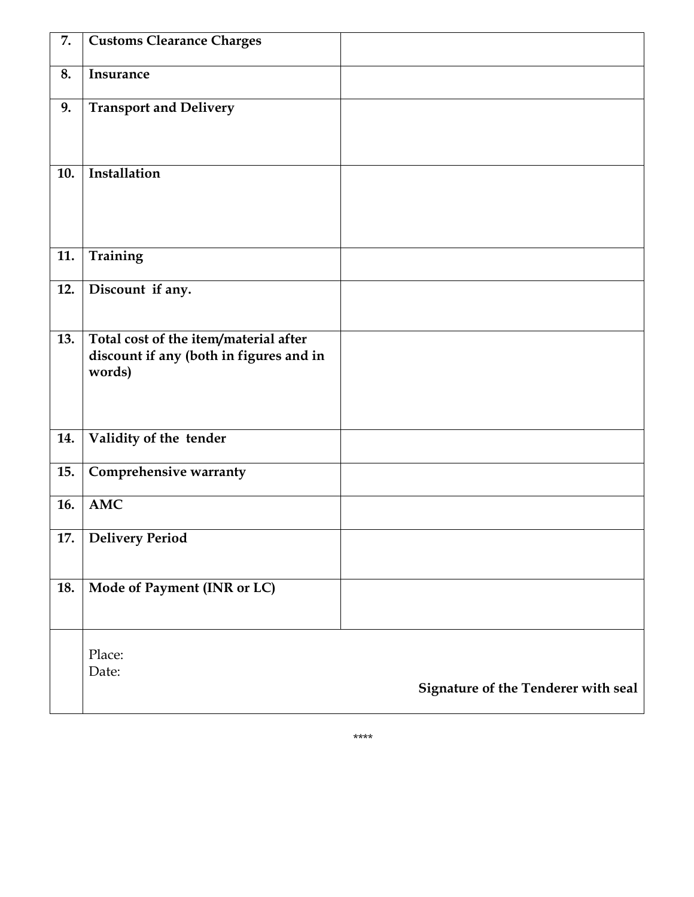| | | |
|---|---|---|
| **7.** | **Customs Clearance Charges** | |
| **8.** | **Insurance** | |
| **9.** | **Transport and Delivery** | |
| **10.** | **Installation** | |
| **11.** | **Training** | |
| **12.** | **Discount if any.** | |
| **13.** | **Total cost of the item/material after discount if any (both in figures and in words)** | |
| **14.** | **Validity of the tender** | |
| **15.** | **Comprehensive warranty** | |
| **16.** | **AMC** | |
| **17.** | **Delivery Period** | |
| **18.** | **Mode of Payment (INR or LC)** | |
| | Place:<br>Date: | **Signature of the Tenderer with seal** |

****